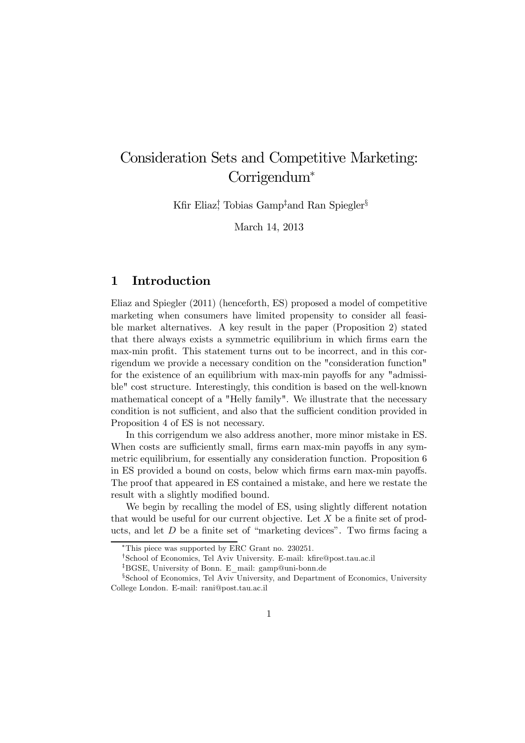# Consideration Sets and Competitive Marketing: Corrigendum*

Kfir Eliaz[†], Tobias Gamp[‡] and Ran Spiegler[§]

March 14, 2013

## 1 Introduction

Eliaz and Spiegler (2011) (henceforth, ES) proposed a model of competitive marketing when consumers have limited propensity to consider all feasible market alternatives. A key result in the paper (Proposition 2) stated that there always exists a symmetric equilibrium in which firms earn the max-min profit. This statement turns out to be incorrect, and in this corrigendum we provide a necessary condition on the "consideration function" for the existence of an equilibrium with max-min payoffs for any "admissible" cost structure. Interestingly, this condition is based on the well-known mathematical concept of a "Helly family". We illustrate that the necessary condition is not sufficient, and also that the sufficient condition provided in Proposition 4 of ES is not necessary.

In this corrigendum we also address another, more minor mistake in ES. When costs are sufficiently small, firms earn max-min payoffs in any symmetric equilibrium, for essentially any consideration function. Proposition 6 in ES provided a bound on costs, below which firms earn max-min payoffs. The proof that appeared in ES contained a mistake, and here we restate the result with a slightly modified bound.

We begin by recalling the model of ES, using slightly different notation that would be useful for our current objective. Let $X$ be a finite set of products, and let $D$ be a finite set of "marketing devices". Two firms facing a

---

*This piece was supported by ERC Grant no. 230251.

[†]School of Economics, Tel Aviv University. E-mail: kfire@post.tau.ac.il

[‡]BGSE, University of Bonn. E_mail: gamp@uni-bonn.de

[§]School of Economics, Tel Aviv University, and Department of Economics, University College London. E-mail: rani@post.tau.ac.il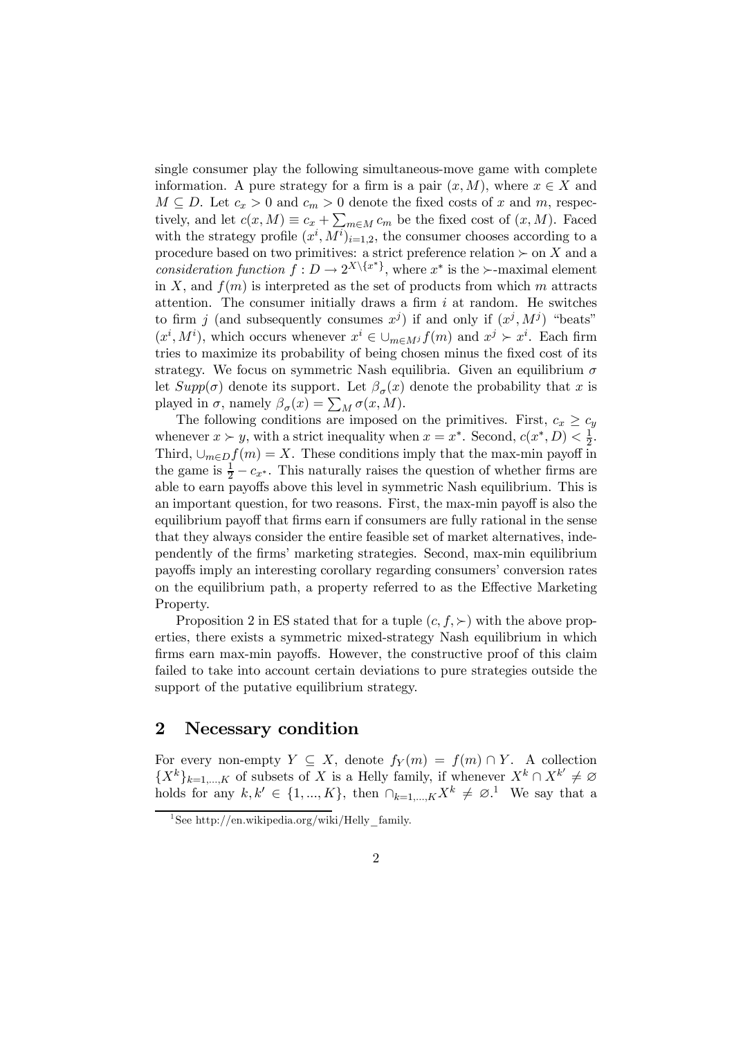single consumer play the following simultaneous-move game with complete information. A pure strategy for a firm is a pair $(x, M)$, where $x \in X$ and $M \subseteq D$. Let $c_x > 0$ and $c_m > 0$ denote the fixed costs of $x$ and $m$, respectively, and let $c(x, M) \equiv c_x + \sum_{m \in M} c_m$ be the fixed cost of $(x, M)$. Faced with the strategy profile $(x^i, M^i)_{i=1,2}$, the consumer chooses according to a procedure based on two primitives: a strict preference relation $\succ$ on $X$ and a *consideration function* $f : D \to 2^{X \setminus \{x^*\}}$, where $x^*$ is the $\succ$-maximal element in $X$, and $f(m)$ is interpreted as the set of products from which $m$ attracts attention. The consumer initially draws a firm $i$ at random. He switches to firm $j$ (and subsequently consumes $x^j$) if and only if $(x^j, M^j)$ "beats" $(x^i, M^i)$, which occurs whenever $x^i \in \cup_{m \in M^j} f(m)$ and $x^j \succ x^i$. Each firm tries to maximize its probability of being chosen minus the fixed cost of its strategy. We focus on symmetric Nash equilibria. Given an equilibrium $\sigma$ let $Supp(\sigma)$ denote its support. Let $\beta_\sigma(x)$ denote the probability that $x$ is played in $\sigma$, namely $\beta_\sigma(x) = \sum_M \sigma(x, M)$.

The following conditions are imposed on the primitives. First, $c_x \geq c_y$ whenever $x \succ y$, with a strict inequality when $x = x^*$. Second, $c(x^*, D) < \frac{1}{2}$. Third, $\cup_{m \in D} f(m) = X$. These conditions imply that the max-min payoff in the game is $\frac{1}{2} - c_{x^*}$. This naturally raises the question of whether firms are able to earn payoffs above this level in symmetric Nash equilibrium. This is an important question, for two reasons. First, the max-min payoff is also the equilibrium payoff that firms earn if consumers are fully rational in the sense that they always consider the entire feasible set of market alternatives, independently of the firms' marketing strategies. Second, max-min equilibrium payoffs imply an interesting corollary regarding consumers' conversion rates on the equilibrium path, a property referred to as the Effective Marketing Property.

Proposition 2 in ES stated that for a tuple $(c, f, \succ)$ with the above properties, there exists a symmetric mixed-strategy Nash equilibrium in which firms earn max-min payoffs. However, the constructive proof of this claim failed to take into account certain deviations to pure strategies outside the support of the putative equilibrium strategy.

## 2 Necessary condition

For every non-empty $Y \subseteq X$, denote $f_Y(m) = f(m) \cap Y$. A collection $\{X^k\}_{k=1,...,K}$ of subsets of $X$ is a Helly family, if whenever $X^k \cap X^{k'} \neq \varnothing$ holds for any $k, k' \in \{1, ..., K\}$, then $\cap_{k=1,...,K} X^k \neq \varnothing$.[1] We say that a

[1] See http://en.wikipedia.org/wiki/Helly_family.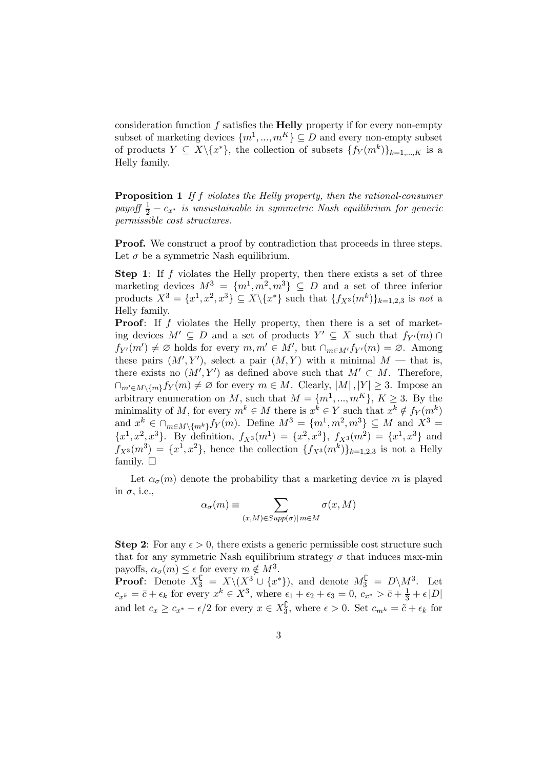consideration function $f$ satisfies the **Helly** property if for every non-empty subset of marketing devices $\{m^1, ..., m^K\} \subseteq D$ and every non-empty subset of products $Y \subseteq X \backslash \{x^*\}$, the collection of subsets $\{f_Y(m^k)\}_{k=1,...,K}$ is a Helly family.

**Proposition 1** *If $f$ violates the Helly property, then the rational-consumer payoff $\frac{1}{2} - c_{x^*}$ is unsustainable in symmetric Nash equilibrium for generic permissible cost structures.*

**Proof.** We construct a proof by contradiction that proceeds in three steps. Let $\sigma$ be a symmetric Nash equilibrium.

**Step 1**: If $f$ violates the Helly property, then there exists a set of three marketing devices $M^3 = \{m^1, m^2, m^3\} \subseteq D$ and a set of three inferior products $X^3 = \{x^1, x^2, x^3\} \subseteq X \backslash \{x^*\}$ such that $\{f_{X^3}(m^k)\}_{k=1,2,3}$ is *not* a Helly family.

**Proof**: If $f$ violates the Helly property, then there is a set of marketing devices $M' \subseteq D$ and a set of products $Y' \subseteq X$ such that $f_{Y'}(m) \cap f_{Y'}(m') \neq \varnothing$ holds for every $m, m' \in M'$, but $\cap_{m \in M'} f_{Y'}(m) = \varnothing$. Among these pairs $(M', Y')$, select a pair $(M, Y)$ with a minimal $M$ — that is, there exists no $(M', Y')$ as defined above such that $M' \subset M$. Therefore, $\cap_{m' \in M \backslash \{m\}} f_Y(m) \neq \varnothing$ for every $m \in M$. Clearly, $|M|, |Y| \geq 3$. Impose an arbitrary enumeration on $M$, such that $M = \{m^1, ..., m^K\}$, $K \geq 3$. By the minimality of $M$, for every $m^k \in M$ there is $x^k \in Y$ such that $x^k \notin f_Y(m^k)$ and $x^k \in \cap_{m \in M \backslash \{m^k\}} f_Y(m)$. Define $M^3 = \{m^1, m^2, m^3\} \subseteq M$ and $X^3 = \{x^1, x^2, x^3\}$. By definition, $f_{X^3}(m^1) = \{x^2, x^3\}$, $f_{X^3}(m^2) = \{x^1, x^3\}$ and $f_{X^3}(m^3) = \{x^1, x^2\}$, hence the collection $\{f_{X^3}(m^k)\}_{k=1,2,3}$ is not a Helly family. $\square$

Let $\alpha_\sigma(m)$ denote the probability that a marketing device $m$ is played in $\sigma$, i.e.,

$$\alpha_\sigma(m) \equiv \sum_{(x,M) \in Supp(\sigma) |\, m \in M} \sigma(x, M)$$

**Step 2**: For any $\epsilon > 0$, there exists a generic permissible cost structure such that for any symmetric Nash equilibrium strategy $\sigma$ that induces max-min payoffs, $\alpha_\sigma(m) \leq \epsilon$ for every $m \notin M^3$.

**Proof**: Denote $X_3^\complement = X \backslash (X^3 \cup \{x^*\})$, and denote $M_3^\complement = D \backslash M^3$. Let $c_{x^k} = \bar{c} + \epsilon_k$ for every $x^k \in X^3$, where $\epsilon_1 + \epsilon_2 + \epsilon_3 = 0$, $c_{x^*} > \bar{c} + \frac{1}{3} + \epsilon |D|$ and let $c_x \geq c_{x^*} - \epsilon/2$ for every $x \in X_3^\complement$, where $\epsilon > 0$. Set $c_{m^k} = \tilde{c} + \epsilon_k$ for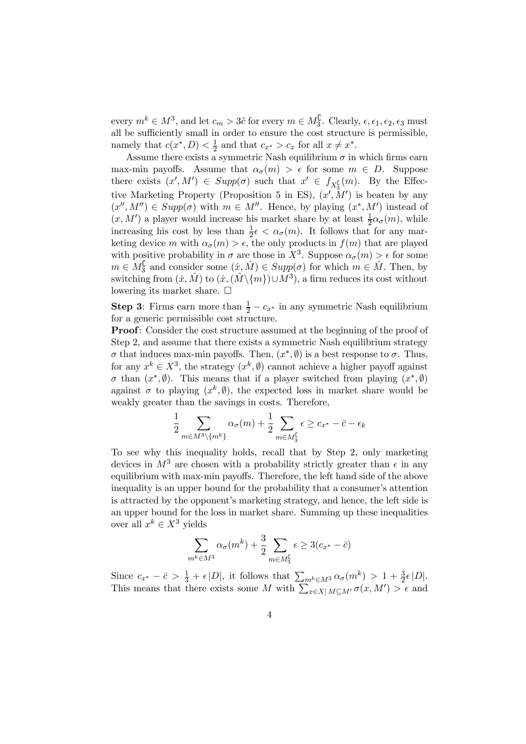every $m^k \in M^3$, and let $c_m > 3\tilde{c}$ for every $m \in M_3^{\complement}$. Clearly, $\epsilon, \epsilon_1, \epsilon_2, \epsilon_3$ must all be sufficiently small in order to ensure the cost structure is permissible, namely that $c(x^*, D) < \frac{1}{2}$ and that $c_{x^*} > c_x$ for all $x \neq x^*$.

Assume there exists a symmetric Nash equilibrium $\sigma$ in which firms earn max-min payoffs. Assume that $\alpha_\sigma(m) > \epsilon$ for some $m \in D$. Suppose there exists $(x', M') \in Supp(\sigma)$ such that $x' \in f_{X_3^{\complement}}(m)$. By the Effective Marketing Property (Proposition 5 in ES), $(x', M')$ is beaten by any $(x'', M'') \in Supp(\sigma)$ with $m \in M''$. Hence, by playing $(x^*, M')$ instead of $(x, M')$ a player would increase his market share by at least $\frac{1}{2}\alpha_\sigma(m)$, while increasing his cost by less than $\frac{1}{2}\epsilon < \alpha_\sigma(m)$. It follows that for any marketing device $m$ with $\alpha_\sigma(m) > \epsilon$, the only products in $f(m)$ that are played with positive probability in $\sigma$ are those in $X^3$. Suppose $\alpha_\sigma(m) > \epsilon$ for some $m \in M_3^{\complement}$ and consider some $(\hat{x}, \hat{M}) \in Supp(\sigma)$ for which $m \in \hat{M}$. Then, by switching from $(\hat{x}, \hat{M})$ to $(\hat{x}, (\hat{M}\backslash\{m\}) \cup M^3)$, a firm reduces its cost without lowering its market share. $\square$

**Step 3**: Firms earn more than $\frac{1}{2} - c_{x^*}$ in any symmetric Nash equilibrium for a generic permissible cost structure.

**Proof**: Consider the cost structure assumed at the beginning of the proof of Step 2, and assume that there exists a symmetric Nash equilibrium strategy $\sigma$ that induces max-min payoffs. Then, $(x^*, \emptyset)$ is a best response to $\sigma$. Thus, for any $x^k \in X^3$, the strategy $(x^k, \emptyset)$ cannot achieve a higher payoff against $\sigma$ than $(x^*, \emptyset)$. This means that if a player switched from playing $(x^*, \emptyset)$ against $\sigma$ to playing $(x^k, \emptyset)$, the expected loss in market share would be weakly greater than the savings in costs. Therefore,

$$\frac{1}{2}\sum_{m \in M^3\backslash\{m^k\}} \alpha_\sigma(m) + \frac{1}{2}\sum_{m \in M_3^{\complement}} \epsilon \geq c_{x^*} - \bar{c} - \epsilon_k$$

To see why this inequality holds, recall that by Step 2, only marketing devices in $M^3$ are chosen with a probability strictly greater than $\epsilon$ in any equilibrium with max-min payoffs. Therefore, the left hand side of the above inequality is an upper bound for the probability that a consumer's attention is attracted by the opponent's marketing strategy, and hence, the left side is an upper bound for the loss in market share. Summing up these inequalities over all $x^k \in X^3$ yields

$$\sum_{m^k \in M^3} \alpha_\sigma(m^k) + \frac{3}{2}\sum_{m \in M_3^{\complement}} \epsilon \geq 3(c_{x^*} - \bar{c})$$

Since $c_{x^*} - \bar{c} > \frac{1}{3} + \epsilon|D|$, it follows that $\sum_{m^k \in M^3} \alpha_\sigma(m^k) > 1 + \frac{3}{2}\epsilon|D|$. This means that there exists some $M$ with $\sum_{x \in X | M \subseteq M'} \sigma(x, M') > \epsilon$ and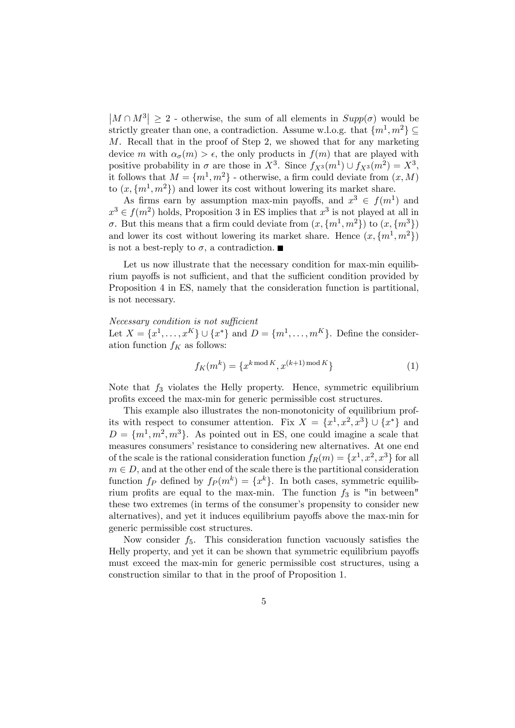$|M \cap M^3| \geq 2$ - otherwise, the sum of all elements in $Supp(\sigma)$ would be strictly greater than one, a contradiction. Assume w.l.o.g. that $\{m^1, m^2\} \subseteq M$. Recall that in the proof of Step 2, we showed that for any marketing device $m$ with $\alpha_\sigma(m) > \epsilon$, the only products in $f(m)$ that are played with positive probability in $\sigma$ are those in $X^3$. Since $f_{X^3}(m^1) \cup f_{X^3}(m^2) = X^3$, it follows that $M = \{m^1, m^2\}$ - otherwise, a firm could deviate from $(x, M)$ to $(x, \{m^1, m^2\})$ and lower its cost without lowering its market share.

As firms earn by assumption max-min payoffs, and $x^3 \in f(m^1)$ and $x^3 \in f(m^2)$ holds, Proposition 3 in ES implies that $x^3$ is not played at all in $\sigma$. But this means that a firm could deviate from $(x, \{m^1, m^2\})$ to $(x, \{m^3\})$ and lower its cost without lowering its market share. Hence $(x, \{m^1, m^2\})$ is not a best-reply to $\sigma$, a contradiction. ■

Let us now illustrate that the necessary condition for max-min equilibrium payoffs is not sufficient, and that the sufficient condition provided by Proposition 4 in ES, namely that the consideration function is partitional, is not necessary.

*Necessary condition is not sufficient*

Let $X = \{x^1, \ldots, x^K\} \cup \{x^*\}$ and $D = \{m^1, \ldots, m^K\}$. Define the consideration function $f_K$ as follows:

$$f_K(m^k) = \{x^{k \bmod K}, x^{(k+1) \bmod K}\} \tag{1}$$

Note that $f_3$ violates the Helly property. Hence, symmetric equilibrium profits exceed the max-min for generic permissible cost structures.

This example also illustrates the non-monotonicity of equilibrium profits with respect to consumer attention. Fix $X = \{x^1, x^2, x^3\} \cup \{x^*\}$ and $D = \{m^1, m^2, m^3\}$. As pointed out in ES, one could imagine a scale that measures consumers' resistance to considering new alternatives. At one end of the scale is the rational consideration function $f_R(m) = \{x^1, x^2, x^3\}$ for all $m \in D$, and at the other end of the scale there is the partitional consideration function $f_P$ defined by $f_P(m^k) = \{x^k\}$. In both cases, symmetric equilibrium profits are equal to the max-min. The function $f_3$ is "in between" these two extremes (in terms of the consumer's propensity to consider new alternatives), and yet it induces equilibrium payoffs above the max-min for generic permissible cost structures.

Now consider $f_5$. This consideration function vacuously satisfies the Helly property, and yet it can be shown that symmetric equilibrium payoffs must exceed the max-min for generic permissible cost structures, using a construction similar to that in the proof of Proposition 1.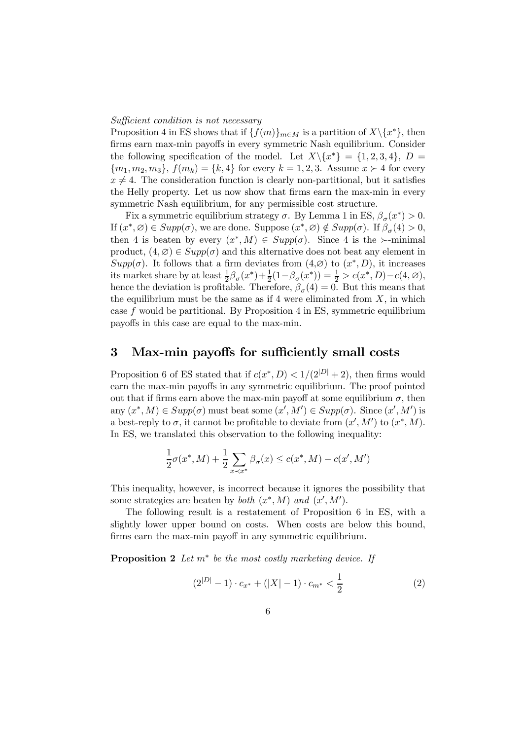*Sufficient condition is not necessary*

Proposition 4 in ES shows that if $\{f(m)\}_{m \in M}$ is a partition of $X \backslash \{x^*\}$, then firms earn max-min payoffs in every symmetric Nash equilibrium. Consider the following specification of the model. Let $X \backslash \{x^*\} = \{1, 2, 3, 4\}$, $D = \{m_1, m_2, m_3\}$, $f(m_k) = \{k, 4\}$ for every $k = 1, 2, 3$. Assume $x \succ 4$ for every $x \neq 4$. The consideration function is clearly non-partitional, but it satisfies the Helly property. Let us now show that firms earn the max-min in every symmetric Nash equilibrium, for any permissible cost structure.

Fix a symmetric equilibrium strategy $\sigma$. By Lemma 1 in ES, $\beta_\sigma(x^*) > 0$. If $(x^*, \varnothing) \in Supp(\sigma)$, we are done. Suppose $(x^*, \varnothing) \notin Supp(\sigma)$. If $\beta_\sigma(4) > 0$, then 4 is beaten by every $(x^*, M) \in Supp(\sigma)$. Since 4 is the $\succ$-minimal product, $(4, \varnothing) \in Supp(\sigma)$ and this alternative does not beat any element in $Supp(\sigma)$. It follows that a firm deviates from $(4, \varnothing)$ to $(x^*, D)$, it increases its market share by at least $\frac{1}{2}\beta_\sigma(x^*) + \frac{1}{2}(1 - \beta_\sigma(x^*)) = \frac{1}{2} > c(x^*, D) - c(4, \varnothing)$, hence the deviation is profitable. Therefore, $\beta_\sigma(4) = 0$. But this means that the equilibrium must be the same as if 4 were eliminated from $X$, in which case $f$ would be partitional. By Proposition 4 in ES, symmetric equilibrium payoffs in this case are equal to the max-min.

# 3 Max-min payoffs for sufficiently small costs

Proposition 6 of ES stated that if $c(x^*, D) < 1/(2^{|D|} + 2)$, then firms would earn the max-min payoffs in any symmetric equilibrium. The proof pointed out that if firms earn above the max-min payoff at some equilibrium $\sigma$, then any $(x^*, M) \in Supp(\sigma)$ must beat some $(x', M') \in Supp(\sigma)$. Since $(x', M')$ is a best-reply to $\sigma$, it cannot be profitable to deviate from $(x', M')$ to $(x^*, M)$. In ES, we translated this observation to the following inequality:

$$\frac{1}{2}\sigma(x^*, M) + \frac{1}{2}\sum_{x \prec x^*} \beta_\sigma(x) \leq c(x^*, M) - c(x', M')$$

This inequality, however, is incorrect because it ignores the possibility that some strategies are beaten by *both* $(x^*, M)$ *and* $(x', M')$.

The following result is a restatement of Proposition 6 in ES, with a slightly lower upper bound on costs. When costs are below this bound, firms earn the max-min payoff in any symmetric equilibrium.

**Proposition 2** *Let $m^*$ be the most costly marketing device. If*

$$(2^{|D|} - 1) \cdot c_{x^*} + (|X| - 1) \cdot c_{m^*} < \frac{1}{2} \tag{2}$$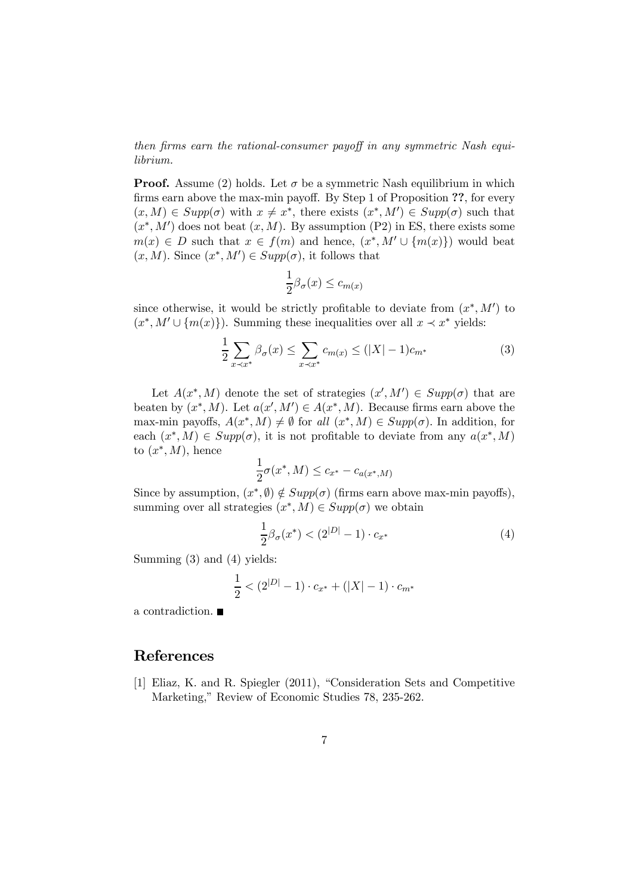*then firms earn the rational-consumer payoff in any symmetric Nash equilibrium.*

**Proof.** Assume (2) holds. Let $\sigma$ be a symmetric Nash equilibrium in which firms earn above the max-min payoff. By Step 1 of Proposition **??**, for every $(x, M) \in Supp(\sigma)$ with $x \neq x^*$, there exists $(x^*, M') \in Supp(\sigma)$ such that $(x^*, M')$ does not beat $(x, M)$. By assumption (P2) in ES, there exists some $m(x) \in D$ such that $x \in f(m)$ and hence, $(x^*, M' \cup \{m(x)\})$ would beat $(x, M)$. Since $(x^*, M') \in Supp(\sigma)$, it follows that

$$\frac{1}{2}\beta_\sigma(x) \leq c_{m(x)}$$

since otherwise, it would be strictly profitable to deviate from $(x^*, M')$ to $(x^*, M' \cup \{m(x)\})$. Summing these inequalities over all $x \prec x^*$ yields:

$$\frac{1}{2}\sum_{x \prec x^*} \beta_\sigma(x) \leq \sum_{x \prec x^*} c_{m(x)} \leq (|X| - 1)c_{m^*} \tag{3}$$

Let $A(x^*, M)$ denote the set of strategies $(x', M') \in Supp(\sigma)$ that are beaten by $(x^*, M)$. Let $a(x', M') \in A(x^*, M)$. Because firms earn above the max-min payoffs, $A(x^*, M) \neq \emptyset$ for *all* $(x^*, M) \in Supp(\sigma)$. In addition, for each $(x^*, M) \in Supp(\sigma)$, it is not profitable to deviate from any $a(x^*, M)$ to $(x^*, M)$, hence

$$\frac{1}{2}\sigma(x^*, M) \leq c_{x^*} - c_{a(x^*, M)}$$

Since by assumption, $(x^*, \emptyset) \notin Supp(\sigma)$ (firms earn above max-min payoffs), summing over all strategies $(x^*, M) \in Supp(\sigma)$ we obtain

$$\frac{1}{2}\beta_\sigma(x^*) < (2^{|D|} - 1) \cdot c_{x^*} \tag{4}$$

Summing (3) and (4) yields:

$$\frac{1}{2} < (2^{|D|} - 1) \cdot c_{x^*} + (|X| - 1) \cdot c_{m^*}$$

a contradiction. ■

# References

[1] Eliaz, K. and R. Spiegler (2011), "Consideration Sets and Competitive Marketing," Review of Economic Studies 78, 235-262.